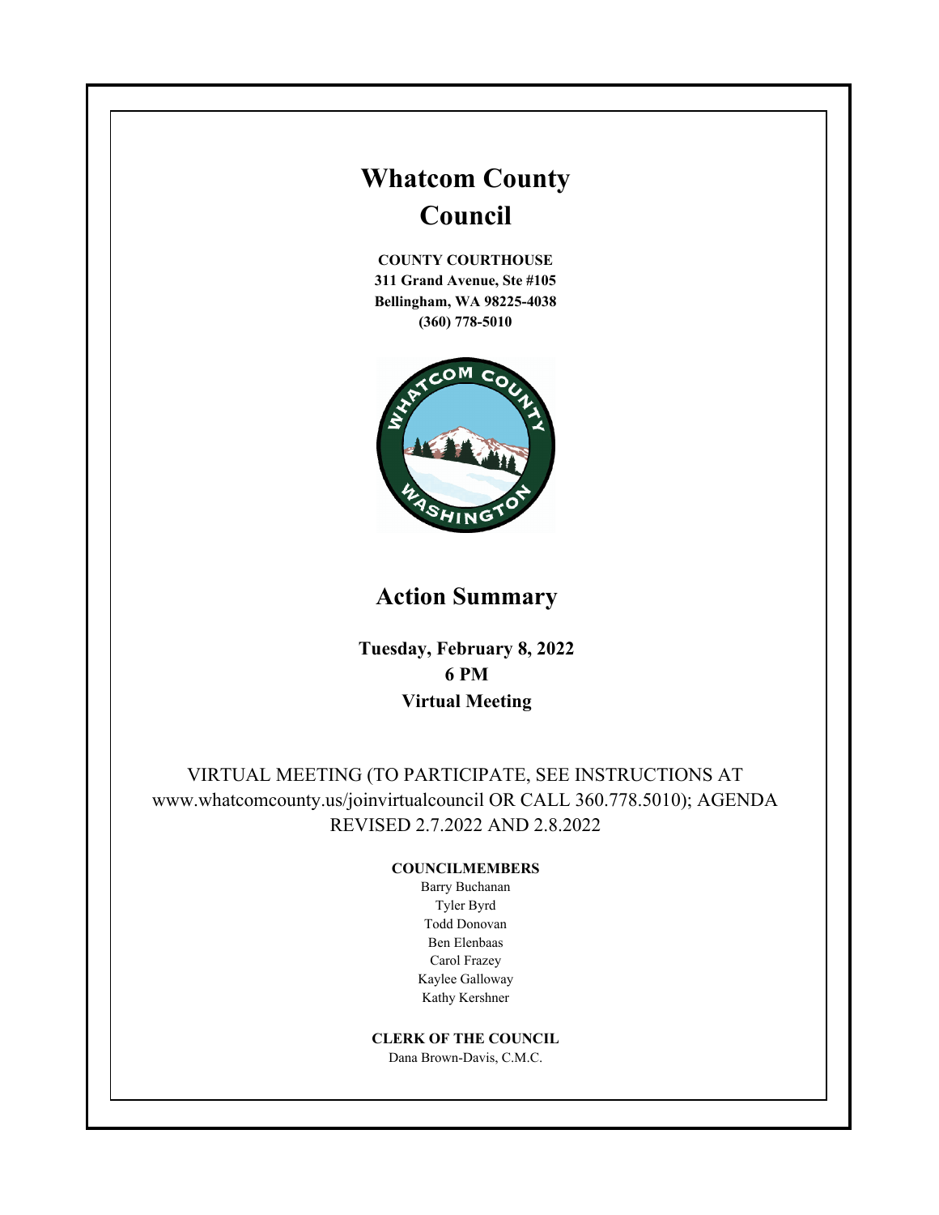# Whatcom County Council

**COUNTY COURTHOUSE**
**311 Grand Avenue, Ste #105**
**Bellingham, WA 98225-4038**
**(360) 778-5010**

## Action Summary

**Tuesday, February 8, 2022**
**6 PM**
**Virtual Meeting**

VIRTUAL MEETING (TO PARTICIPATE, SEE INSTRUCTIONS AT www.whatcomcounty.us/joinvirtualcouncil OR CALL 360.778.5010); AGENDA REVISED 2.7.2022 AND 2.8.2022

**COUNCILMEMBERS**

Barry Buchanan
Tyler Byrd
Todd Donovan
Ben Elenbaas
Carol Frazey
Kaylee Galloway
Kathy Kershner

**CLERK OF THE COUNCIL**

Dana Brown-Davis, C.M.C.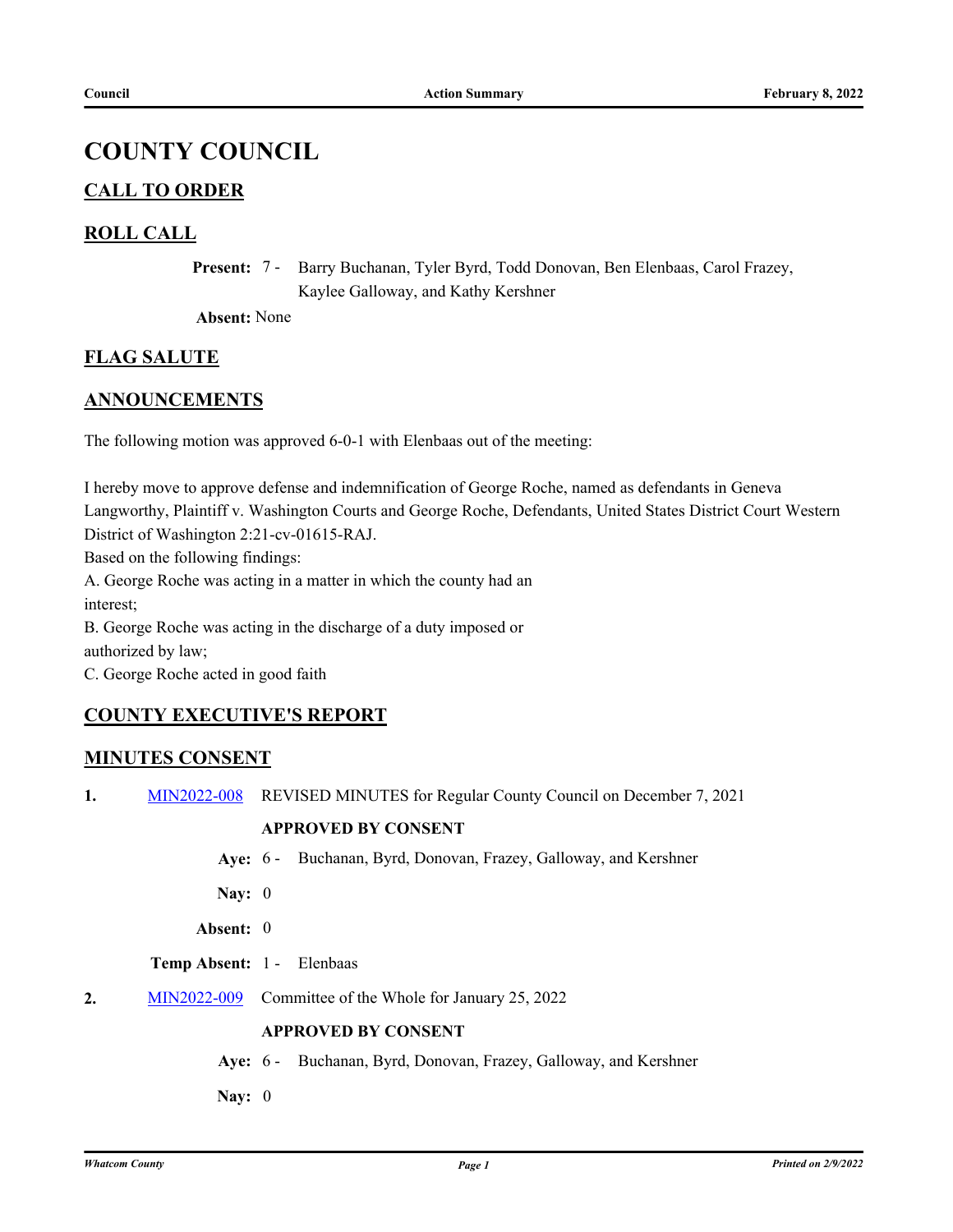# COUNTY COUNCIL

## CALL TO ORDER

## ROLL CALL

**Present:** 7 - Barry Buchanan, Tyler Byrd, Todd Donovan, Ben Elenbaas, Carol Frazey, Kaylee Galloway, and Kathy Kershner

**Absent:** None

## FLAG SALUTE

## ANNOUNCEMENTS

The following motion was approved 6-0-1 with Elenbaas out of the meeting:

I hereby move to approve defense and indemnification of George Roche, named as defendants in Geneva Langworthy, Plaintiff v. Washington Courts and George Roche, Defendants, United States District Court Western District of Washington 2:21-cv-01615-RAJ.

Based on the following findings:

A. George Roche was acting in a matter in which the county had an interest;

B. George Roche was acting in the discharge of a duty imposed or authorized by law;

C. George Roche acted in good faith

## COUNTY EXECUTIVE'S REPORT

## MINUTES CONSENT

**1.** MIN2022-008 REVISED MINUTES for Regular County Council on December 7, 2021

**APPROVED BY CONSENT**

**Aye:** 6 - Buchanan, Byrd, Donovan, Frazey, Galloway, and Kershner

**Nay:** 0

**Absent:** 0

**Temp Absent:** 1 - Elenbaas

**2.** MIN2022-009 Committee of the Whole for January 25, 2022

**APPROVED BY CONSENT**

**Aye:** 6 - Buchanan, Byrd, Donovan, Frazey, Galloway, and Kershner

**Nay:** 0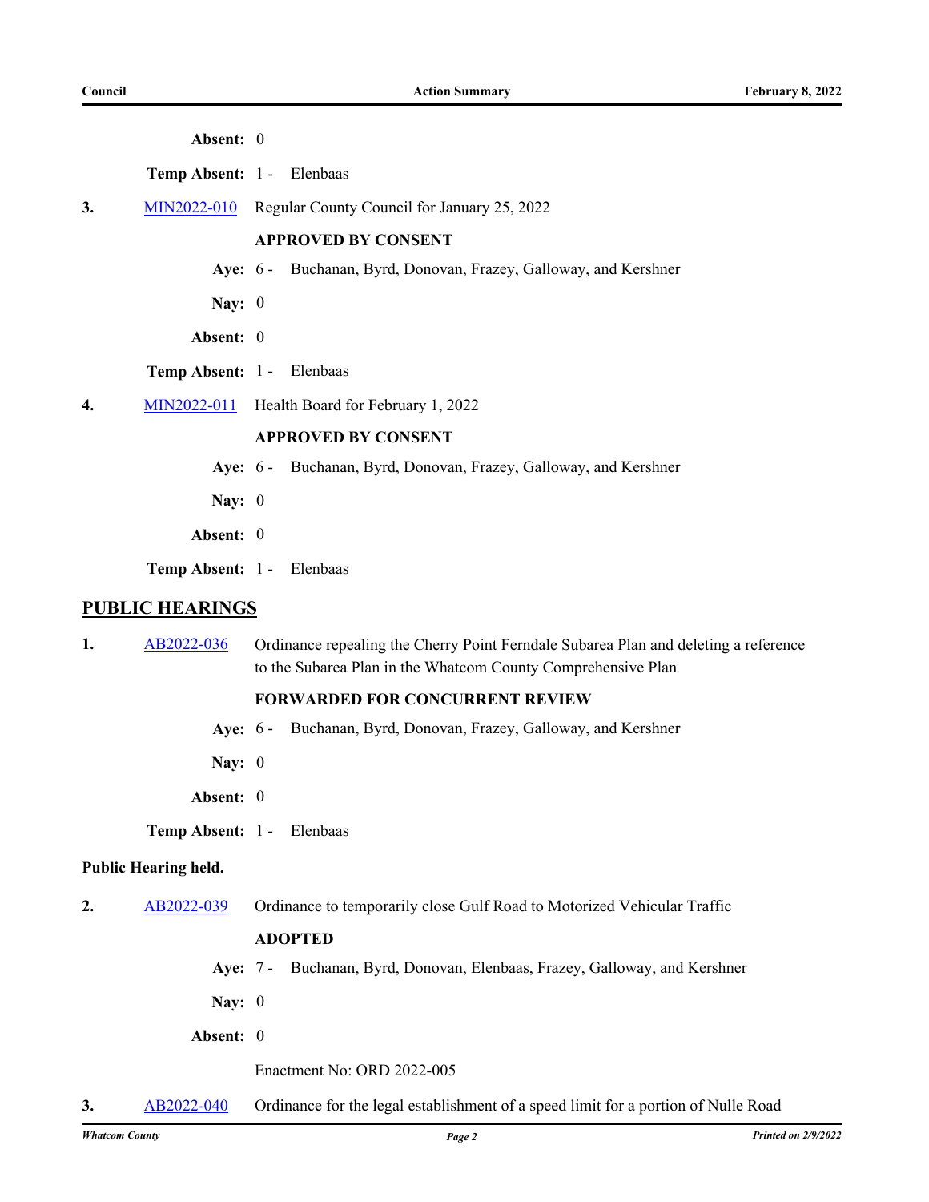**Absent:** 0

**Temp Absent:** 1 - Elenbaas

3. MIN2022-010 Regular County Council for January 25, 2022

   **APPROVED BY CONSENT**

   **Aye:** 6 - Buchanan, Byrd, Donovan, Frazey, Galloway, and Kershner

   **Nay:** 0

   **Absent:** 0

   **Temp Absent:** 1 - Elenbaas

4. MIN2022-011 Health Board for February 1, 2022

   **APPROVED BY CONSENT**

   **Aye:** 6 - Buchanan, Byrd, Donovan, Frazey, Galloway, and Kershner

   **Nay:** 0

   **Absent:** 0

   **Temp Absent:** 1 - Elenbaas

## PUBLIC HEARINGS

1. AB2022-036 Ordinance repealing the Cherry Point Ferndale Subarea Plan and deleting a reference to the Subarea Plan in the Whatcom County Comprehensive Plan

   **FORWARDED FOR CONCURRENT REVIEW**

   **Aye:** 6 - Buchanan, Byrd, Donovan, Frazey, Galloway, and Kershner

   **Nay:** 0

   **Absent:** 0

   **Temp Absent:** 1 - Elenbaas

**Public Hearing held.**

2. AB2022-039 Ordinance to temporarily close Gulf Road to Motorized Vehicular Traffic

   **ADOPTED**

   **Aye:** 7 - Buchanan, Byrd, Donovan, Elenbaas, Frazey, Galloway, and Kershner

   **Nay:** 0

   **Absent:** 0

   Enactment No: ORD 2022-005

3. AB2022-040 Ordinance for the legal establishment of a speed limit for a portion of Nulle Road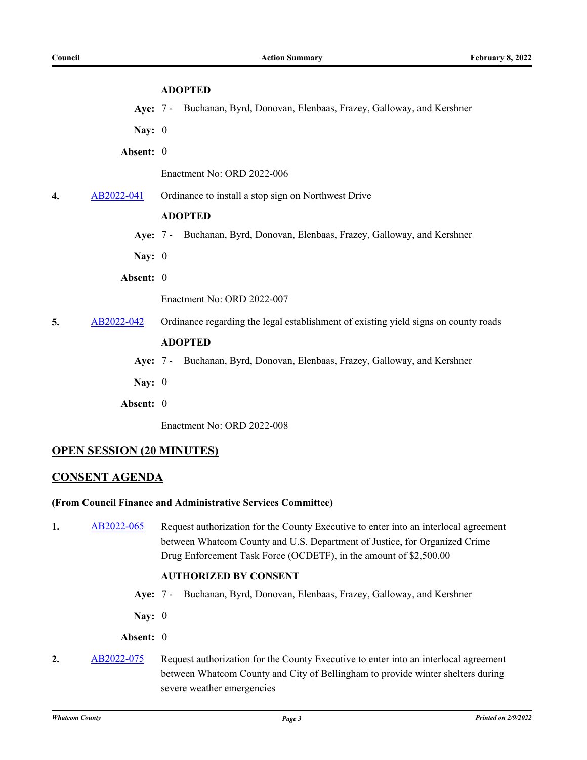**ADOPTED**

**Aye:** 7 - Buchanan, Byrd, Donovan, Elenbaas, Frazey, Galloway, and Kershner

**Nay:** 0

**Absent:** 0

Enactment No: ORD 2022-006

**4.** AB2022-041 Ordinance to install a stop sign on Northwest Drive

**ADOPTED**

**Aye:** 7 - Buchanan, Byrd, Donovan, Elenbaas, Frazey, Galloway, and Kershner

**Nay:** 0

**Absent:** 0

Enactment No: ORD 2022-007

**5.** AB2022-042 Ordinance regarding the legal establishment of existing yield signs on county roads

**ADOPTED**

**Aye:** 7 - Buchanan, Byrd, Donovan, Elenbaas, Frazey, Galloway, and Kershner

**Nay:** 0

**Absent:** 0

Enactment No: ORD 2022-008

## OPEN SESSION (20 MINUTES)

## CONSENT AGENDA

**(From Council Finance and Administrative Services Committee)**

**1.** AB2022-065 Request authorization for the County Executive to enter into an interlocal agreement between Whatcom County and U.S. Department of Justice, for Organized Crime Drug Enforcement Task Force (OCDETF), in the amount of $2,500.00

**AUTHORIZED BY CONSENT**

**Aye:** 7 - Buchanan, Byrd, Donovan, Elenbaas, Frazey, Galloway, and Kershner

**Nay:** 0

**Absent:** 0

**2.** AB2022-075 Request authorization for the County Executive to enter into an interlocal agreement between Whatcom County and City of Bellingham to provide winter shelters during severe weather emergencies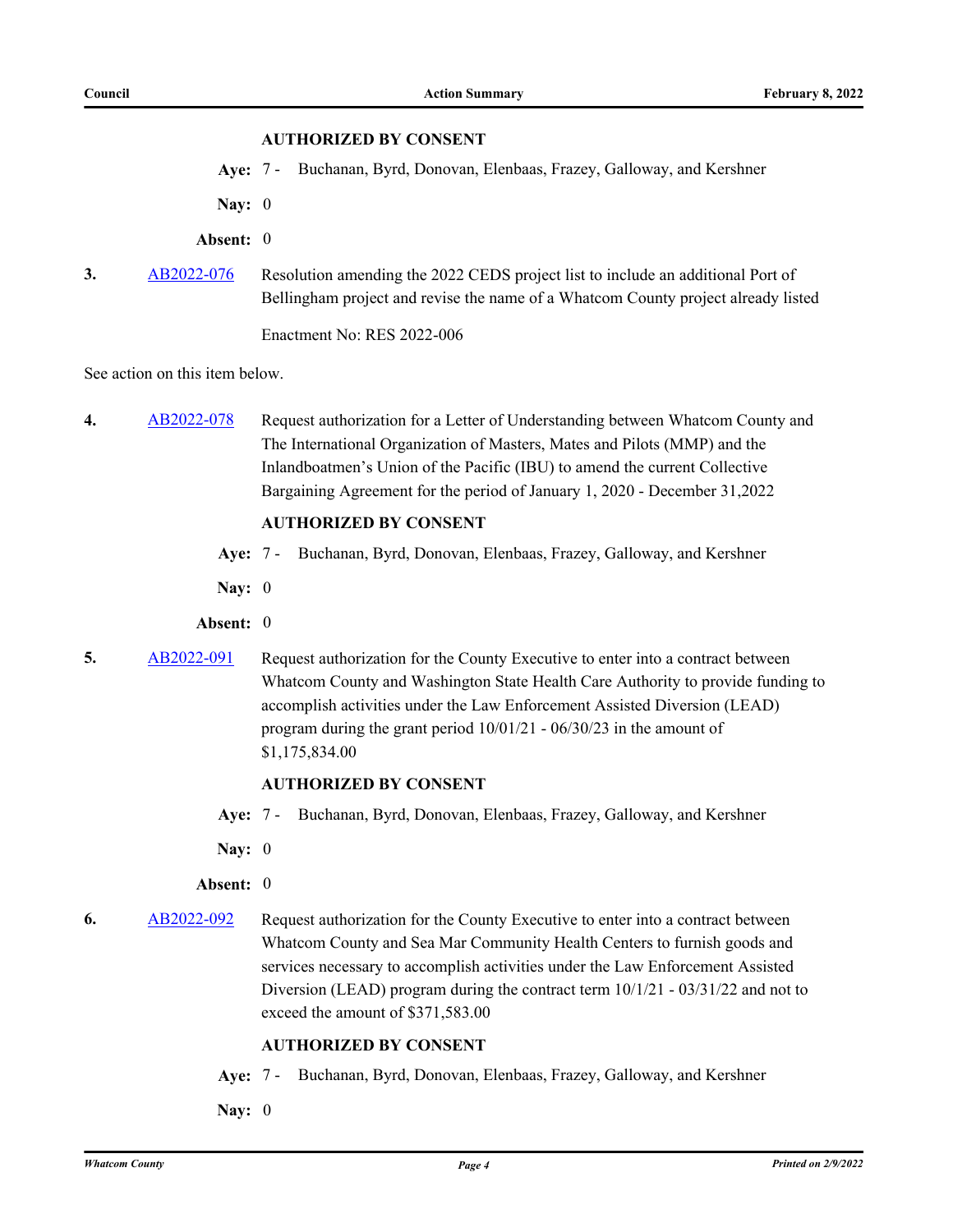**AUTHORIZED BY CONSENT**

**Aye:** 7 - Buchanan, Byrd, Donovan, Elenbaas, Frazey, Galloway, and Kershner

**Nay:** 0

**Absent:** 0

**3.** AB2022-076 Resolution amending the 2022 CEDS project list to include an additional Port of Bellingham project and revise the name of a Whatcom County project already listed

Enactment No: RES 2022-006

See action on this item below.

**4.** AB2022-078 Request authorization for a Letter of Understanding between Whatcom County and The International Organization of Masters, Mates and Pilots (MMP) and the Inlandboatmen's Union of the Pacific (IBU) to amend the current Collective Bargaining Agreement for the period of January 1, 2020 - December 31,2022

**AUTHORIZED BY CONSENT**

**Aye:** 7 - Buchanan, Byrd, Donovan, Elenbaas, Frazey, Galloway, and Kershner

**Nay:** 0

**Absent:** 0

**5.** AB2022-091 Request authorization for the County Executive to enter into a contract between Whatcom County and Washington State Health Care Authority to provide funding to accomplish activities under the Law Enforcement Assisted Diversion (LEAD) program during the grant period 10/01/21 - 06/30/23 in the amount of $1,175,834.00

**AUTHORIZED BY CONSENT**

**Aye:** 7 - Buchanan, Byrd, Donovan, Elenbaas, Frazey, Galloway, and Kershner

**Nay:** 0

**Absent:** 0

**6.** AB2022-092 Request authorization for the County Executive to enter into a contract between Whatcom County and Sea Mar Community Health Centers to furnish goods and services necessary to accomplish activities under the Law Enforcement Assisted Diversion (LEAD) program during the contract term 10/1/21 - 03/31/22 and not to exceed the amount of $371,583.00

**AUTHORIZED BY CONSENT**

**Aye:** 7 - Buchanan, Byrd, Donovan, Elenbaas, Frazey, Galloway, and Kershner

**Nay:** 0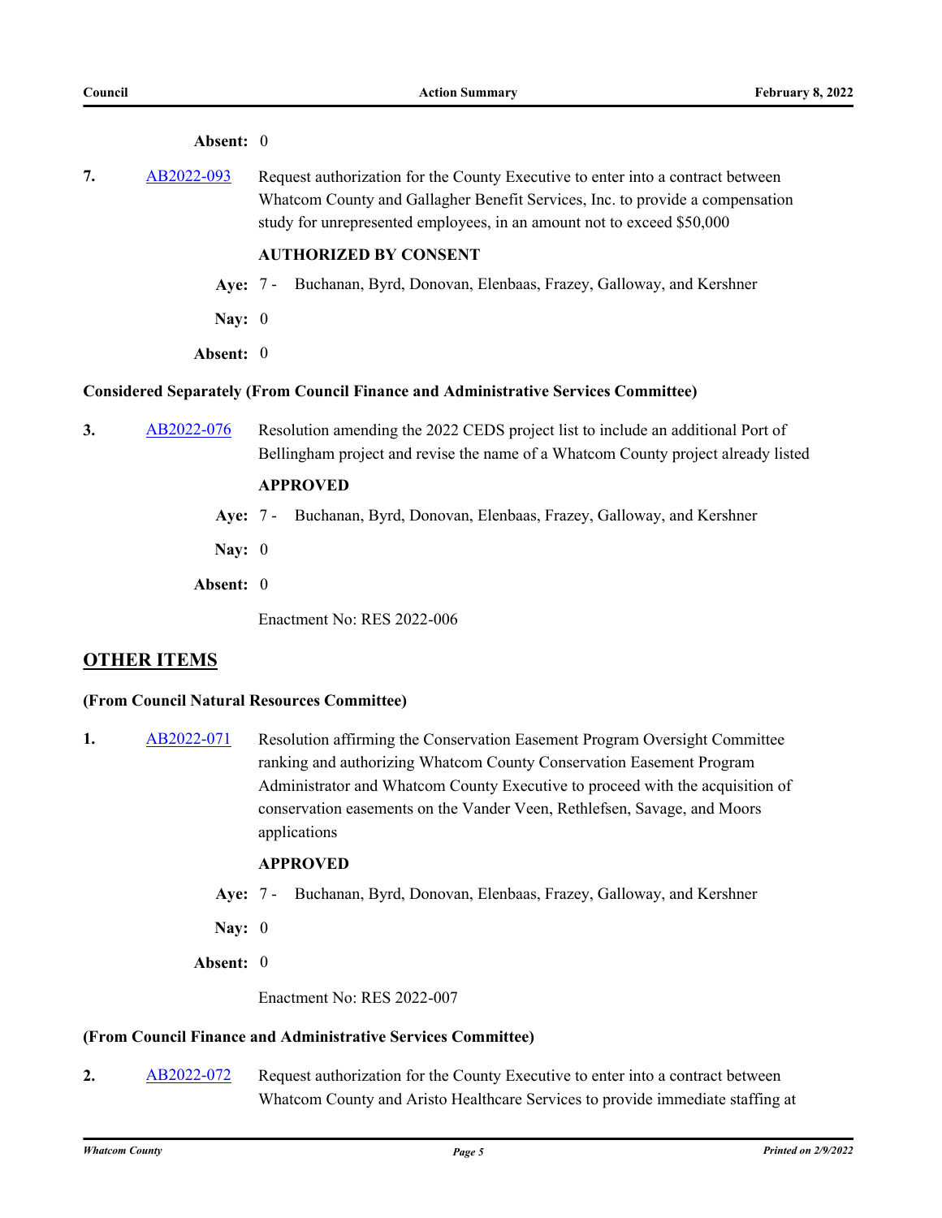**Absent:** 0

**7.** AB2022-093 Request authorization for the County Executive to enter into a contract between Whatcom County and Gallagher Benefit Services, Inc. to provide a compensation study for unrepresented employees, in an amount not to exceed $50,000

**AUTHORIZED BY CONSENT**

**Aye:** 7 - Buchanan, Byrd, Donovan, Elenbaas, Frazey, Galloway, and Kershner

**Nay:** 0

**Absent:** 0

**Considered Separately (From Council Finance and Administrative Services Committee)**

**3.** AB2022-076 Resolution amending the 2022 CEDS project list to include an additional Port of Bellingham project and revise the name of a Whatcom County project already listed

**APPROVED**

**Aye:** 7 - Buchanan, Byrd, Donovan, Elenbaas, Frazey, Galloway, and Kershner

**Nay:** 0

**Absent:** 0

Enactment No: RES 2022-006

## OTHER ITEMS

**(From Council Natural Resources Committee)**

**1.** AB2022-071 Resolution affirming the Conservation Easement Program Oversight Committee ranking and authorizing Whatcom County Conservation Easement Program Administrator and Whatcom County Executive to proceed with the acquisition of conservation easements on the Vander Veen, Rethlefsen, Savage, and Moors applications

**APPROVED**

**Aye:** 7 - Buchanan, Byrd, Donovan, Elenbaas, Frazey, Galloway, and Kershner

**Nay:** 0

**Absent:** 0

Enactment No: RES 2022-007

**(From Council Finance and Administrative Services Committee)**

**2.** AB2022-072 Request authorization for the County Executive to enter into a contract between Whatcom County and Aristo Healthcare Services to provide immediate staffing at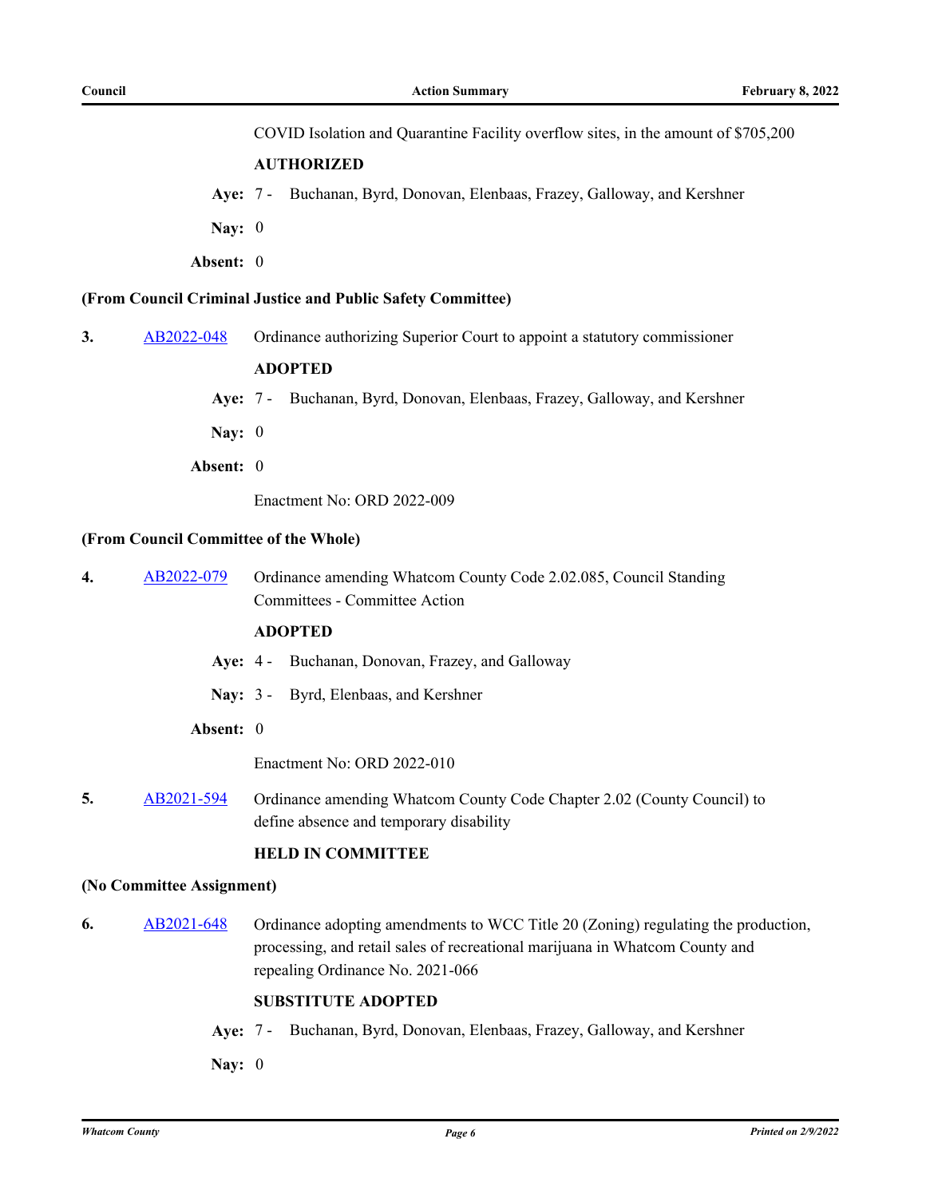COVID Isolation and Quarantine Facility overflow sites, in the amount of $705,200

**AUTHORIZED**

**Aye:** 7 - Buchanan, Byrd, Donovan, Elenbaas, Frazey, Galloway, and Kershner

**Nay:** 0

**Absent:** 0

**(From Council Criminal Justice and Public Safety Committee)**

**3.** AB2022-048 Ordinance authorizing Superior Court to appoint a statutory commissioner

**ADOPTED**

**Aye:** 7 - Buchanan, Byrd, Donovan, Elenbaas, Frazey, Galloway, and Kershner

**Nay:** 0

**Absent:** 0

Enactment No: ORD 2022-009

**(From Council Committee of the Whole)**

**4.** AB2022-079 Ordinance amending Whatcom County Code 2.02.085, Council Standing Committees - Committee Action

**ADOPTED**

**Aye:** 4 - Buchanan, Donovan, Frazey, and Galloway

**Nay:** 3 - Byrd, Elenbaas, and Kershner

**Absent:** 0

Enactment No: ORD 2022-010

**5.** AB2021-594 Ordinance amending Whatcom County Code Chapter 2.02 (County Council) to define absence and temporary disability

**HELD IN COMMITTEE**

**(No Committee Assignment)**

**6.** AB2021-648 Ordinance adopting amendments to WCC Title 20 (Zoning) regulating the production, processing, and retail sales of recreational marijuana in Whatcom County and repealing Ordinance No. 2021-066

**SUBSTITUTE ADOPTED**

**Aye:** 7 - Buchanan, Byrd, Donovan, Elenbaas, Frazey, Galloway, and Kershner

**Nay:** 0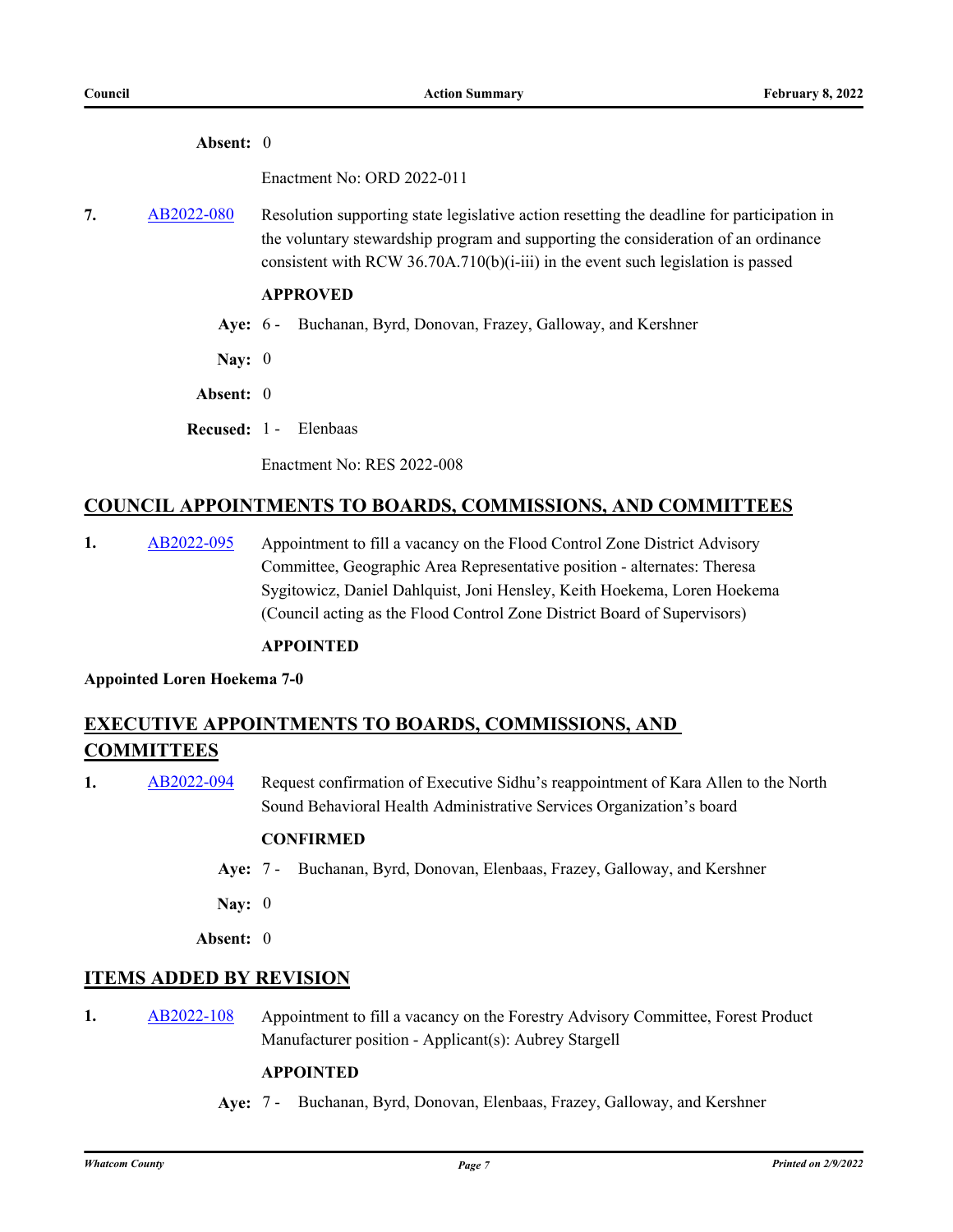**Absent:** 0

Enactment No: ORD 2022-011

**7.** AB2022-080 Resolution supporting state legislative action resetting the deadline for participation in the voluntary stewardship program and supporting the consideration of an ordinance consistent with RCW 36.70A.710(b)(i-iii) in the event such legislation is passed

**APPROVED**

**Aye:** 6 - Buchanan, Byrd, Donovan, Frazey, Galloway, and Kershner

**Nay:** 0

**Absent:** 0

**Recused:** 1 - Elenbaas

Enactment No: RES 2022-008

## COUNCIL APPOINTMENTS TO BOARDS, COMMISSIONS, AND COMMITTEES

**1.** AB2022-095 Appointment to fill a vacancy on the Flood Control Zone District Advisory Committee, Geographic Area Representative position - alternates: Theresa Sygitowicz, Daniel Dahlquist, Joni Hensley, Keith Hoekema, Loren Hoekema (Council acting as the Flood Control Zone District Board of Supervisors)

**APPOINTED**

**Appointed Loren Hoekema 7-0**

## EXECUTIVE APPOINTMENTS TO BOARDS, COMMISSIONS, AND COMMITTEES

**1.** AB2022-094 Request confirmation of Executive Sidhu's reappointment of Kara Allen to the North Sound Behavioral Health Administrative Services Organization's board

**CONFIRMED**

**Aye:** 7 - Buchanan, Byrd, Donovan, Elenbaas, Frazey, Galloway, and Kershner

**Nay:** 0

**Absent:** 0

## ITEMS ADDED BY REVISION

**1.** AB2022-108 Appointment to fill a vacancy on the Forestry Advisory Committee, Forest Product Manufacturer position - Applicant(s): Aubrey Stargell

**APPOINTED**

**Aye:** 7 - Buchanan, Byrd, Donovan, Elenbaas, Frazey, Galloway, and Kershner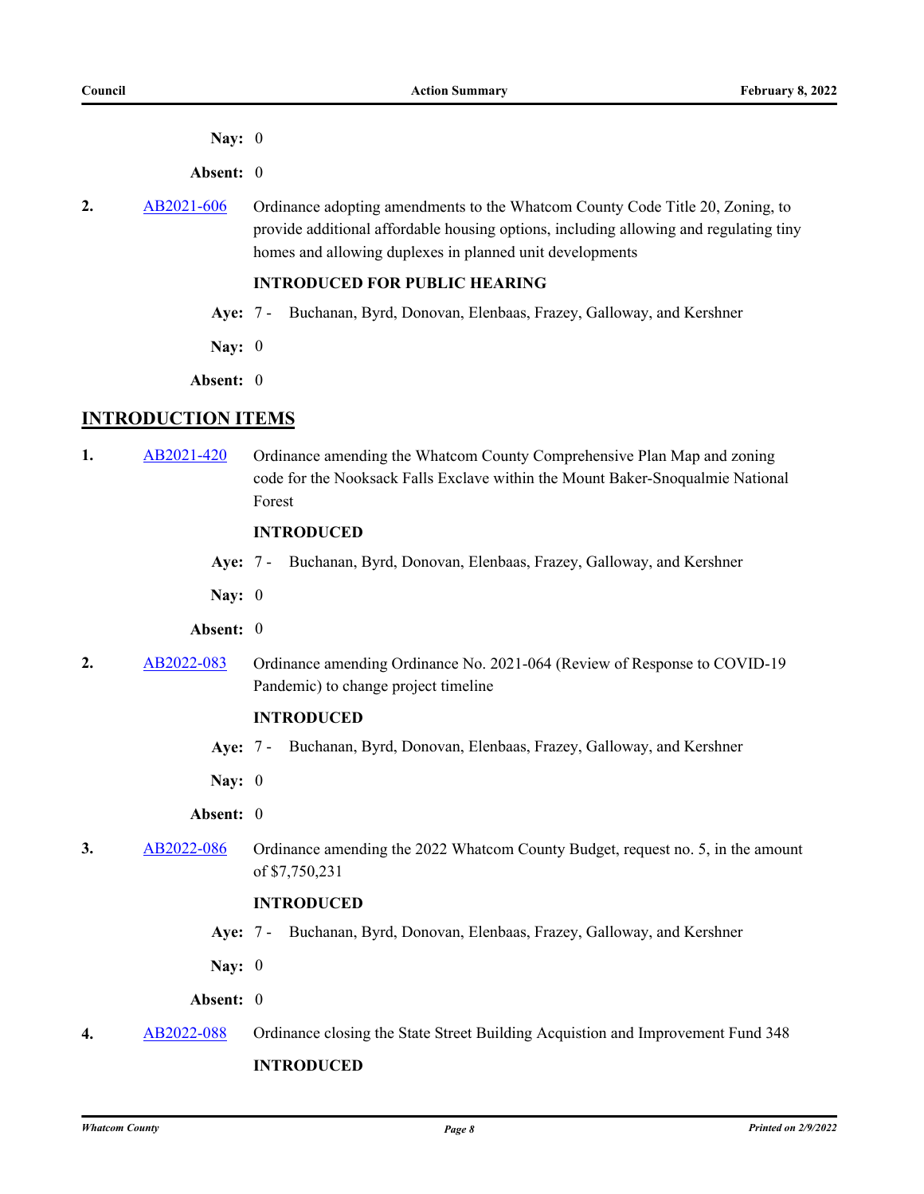**Nay:** 0

**Absent:** 0

**2.** AB2021-606 Ordinance adopting amendments to the Whatcom County Code Title 20, Zoning, to provide additional affordable housing options, including allowing and regulating tiny homes and allowing duplexes in planned unit developments

**INTRODUCED FOR PUBLIC HEARING**

**Aye:** 7 - Buchanan, Byrd, Donovan, Elenbaas, Frazey, Galloway, and Kershner

**Nay:** 0

**Absent:** 0

## INTRODUCTION ITEMS

**1.** AB2021-420 Ordinance amending the Whatcom County Comprehensive Plan Map and zoning code for the Nooksack Falls Exclave within the Mount Baker-Snoqualmie National Forest

**INTRODUCED**

**Aye:** 7 - Buchanan, Byrd, Donovan, Elenbaas, Frazey, Galloway, and Kershner

**Nay:** 0

**Absent:** 0

**2.** AB2022-083 Ordinance amending Ordinance No. 2021-064 (Review of Response to COVID-19 Pandemic) to change project timeline

**INTRODUCED**

**Aye:** 7 - Buchanan, Byrd, Donovan, Elenbaas, Frazey, Galloway, and Kershner

**Nay:** 0

**Absent:** 0

**3.** AB2022-086 Ordinance amending the 2022 Whatcom County Budget, request no. 5, in the amount of $7,750,231

**INTRODUCED**

**Aye:** 7 - Buchanan, Byrd, Donovan, Elenbaas, Frazey, Galloway, and Kershner

**Nay:** 0

**Absent:** 0

**4.** AB2022-088 Ordinance closing the State Street Building Acquistion and Improvement Fund 348

**INTRODUCED**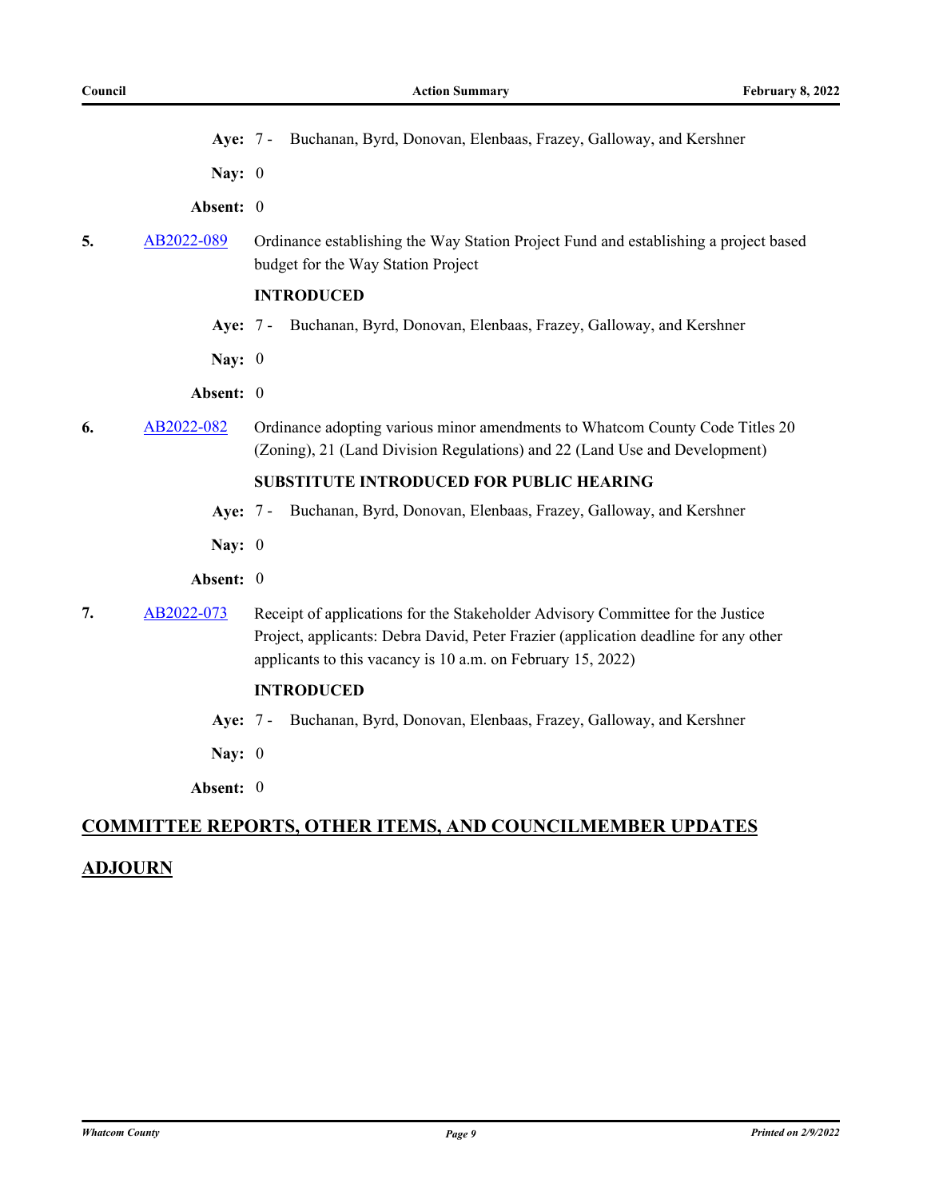**Aye:** 7 - Buchanan, Byrd, Donovan, Elenbaas, Frazey, Galloway, and Kershner

**Nay:** 0

**Absent:** 0

**5.** [AB2022-089](AB2022-089) Ordinance establishing the Way Station Project Fund and establishing a project based budget for the Way Station Project

**INTRODUCED**

**Aye:** 7 - Buchanan, Byrd, Donovan, Elenbaas, Frazey, Galloway, and Kershner

**Nay:** 0

**Absent:** 0

**6.** [AB2022-082](AB2022-082) Ordinance adopting various minor amendments to Whatcom County Code Titles 20 (Zoning), 21 (Land Division Regulations) and 22 (Land Use and Development)

**SUBSTITUTE INTRODUCED FOR PUBLIC HEARING**

**Aye:** 7 - Buchanan, Byrd, Donovan, Elenbaas, Frazey, Galloway, and Kershner

**Nay:** 0

**Absent:** 0

**7.** [AB2022-073](AB2022-073) Receipt of applications for the Stakeholder Advisory Committee for the Justice Project, applicants: Debra David, Peter Frazier (application deadline for any other applicants to this vacancy is 10 a.m. on February 15, 2022)

**INTRODUCED**

**Aye:** 7 - Buchanan, Byrd, Donovan, Elenbaas, Frazey, Galloway, and Kershner

**Nay:** 0

**Absent:** 0

## COMMITTEE REPORTS, OTHER ITEMS, AND COUNCILMEMBER UPDATES

## ADJOURN